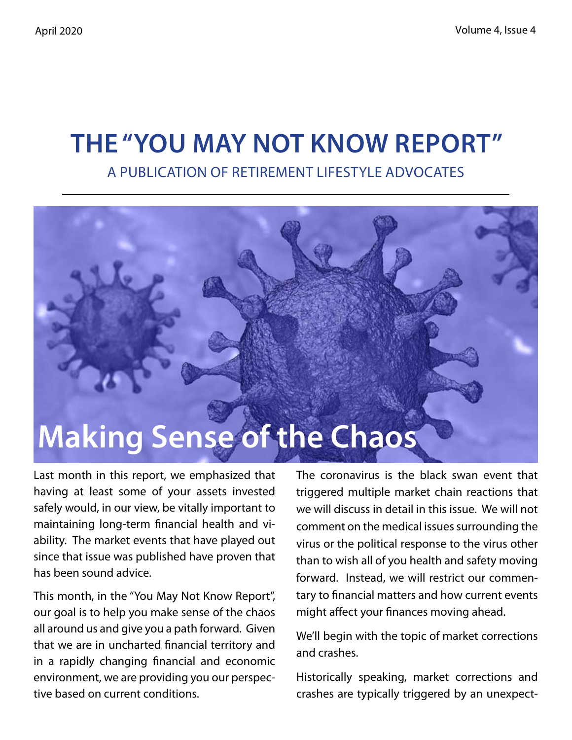# THE "YOU MAY NOT KNOW REPORT"

A PUBLICATION OF RETIREMENT LIFESTYLE ADVOCATES

## Making Sense of the Chaos

Last month in this report, we emphasized that having at least some of your assets invested safely would, in our view, be vitally important to maintaining long-term financial health and viability. The market events that have played out since that issue was published have proven that has been sound advice.

This month, in the "You May Not Know Report", our goal is to help you make sense of the chaos all around us and give you a path forward. Given that we are in uncharted financial territory and in a rapidly changing financial and economic environment, we are providing you our perspective based on current conditions.

The coronavirus is the black swan event that triggered multiple market chain reactions that we will discuss in detail in this issue. We will not comment on the medical issues surrounding the virus or the political response to the virus other than to wish all of you health and safety moving forward. Instead, we will restrict our commentary to financial matters and how current events might affect your finances moving ahead.

We'll begin with the topic of market corrections and crashes.

Historically speaking, market corrections and crashes are typically triggered by an unexpect-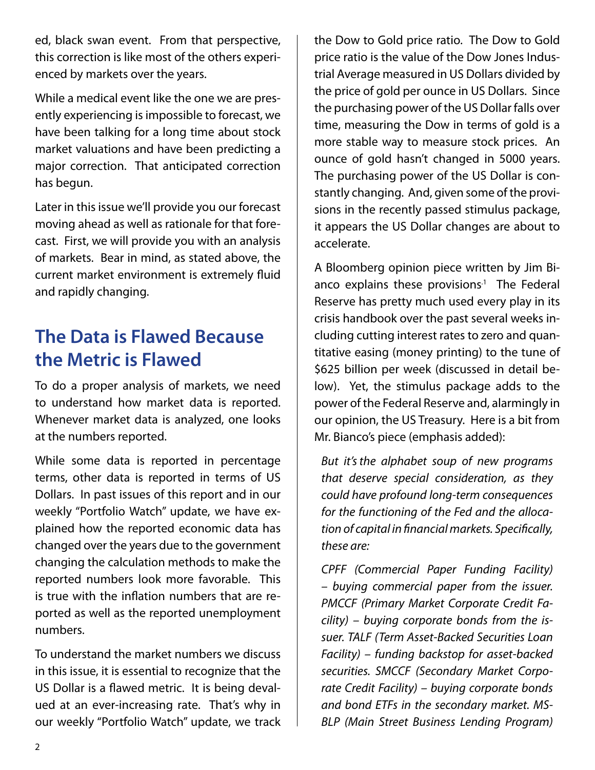ed, black swan event. From that perspective, this correction is like most of the others experienced by markets over the years.

While a medical event like the one we are presently experiencing is impossible to forecast, we have been talking for a long time about stock market valuations and have been predicting a major correction. That anticipated correction has begun.

Later in this issue we'll provide you our forecast moving ahead as well as rationale for that forecast. First, we will provide you with an analysis of markets. Bear in mind, as stated above, the current market environment is extremely fluid and rapidly changing.

## The Data is Flawed Because the Metric is Flawed

To do a proper analysis of markets, we need to understand how market data is reported. Whenever market data is analyzed, one looks at the numbers reported.

While some data is reported in percentage terms, other data is reported in terms of US Dollars. In past issues of this report and in our weekly "Portfolio Watch" update, we have explained how the reported economic data has changed over the years due to the government changing the calculation methods to make the reported numbers look more favorable. This is true with the inflation numbers that are reported as well as the reported unemployment numbers.

To understand the market numbers we discuss in this issue, it is essential to recognize that the US Dollar is a flawed metric. It is being devalued at an ever-increasing rate. That's why in our weekly "Portfolio Watch" update, we track the Dow to Gold price ratio. The Dow to Gold price ratio is the value of the Dow Jones Industrial Average measured in US Dollars divided by the price of gold per ounce in US Dollars. Since the purchasing power of the US Dollar falls over time, measuring the Dow in terms of gold is a more stable way to measure stock prices. An ounce of gold hasn't changed in 5000 years. The purchasing power of the US Dollar is constantly changing. And, given some of the provisions in the recently passed stimulus package, it appears the US Dollar changes are about to accelerate.

A Bloomberg opinion piece written by Jim Bianco explains these provisions.[1] The Federal Reserve has pretty much used every play in its crisis handbook over the past several weeks including cutting interest rates to zero and quantitative easing (money printing) to the tune of $625 billion per week (discussed in detail below). Yet, the stimulus package adds to the power of the Federal Reserve and, alarmingly in our opinion, the US Treasury. Here is a bit from Mr. Bianco's piece (emphasis added):

> *But it's the alphabet soup of new programs that deserve special consideration, as they could have profound long-term consequences for the functioning of the Fed and the allocation of capital in financial markets. Specifically, these are:*
>
> *CPFF (Commercial Paper Funding Facility) – buying commercial paper from the issuer. PMCCF (Primary Market Corporate Credit Facility) – buying corporate bonds from the issuer. TALF (Term Asset-Backed Securities Loan Facility) – funding backstop for asset-backed securities. SMCCF (Secondary Market Corporate Credit Facility) – buying corporate bonds and bond ETFs in the secondary market. MSBLP (Main Street Business Lending Program)*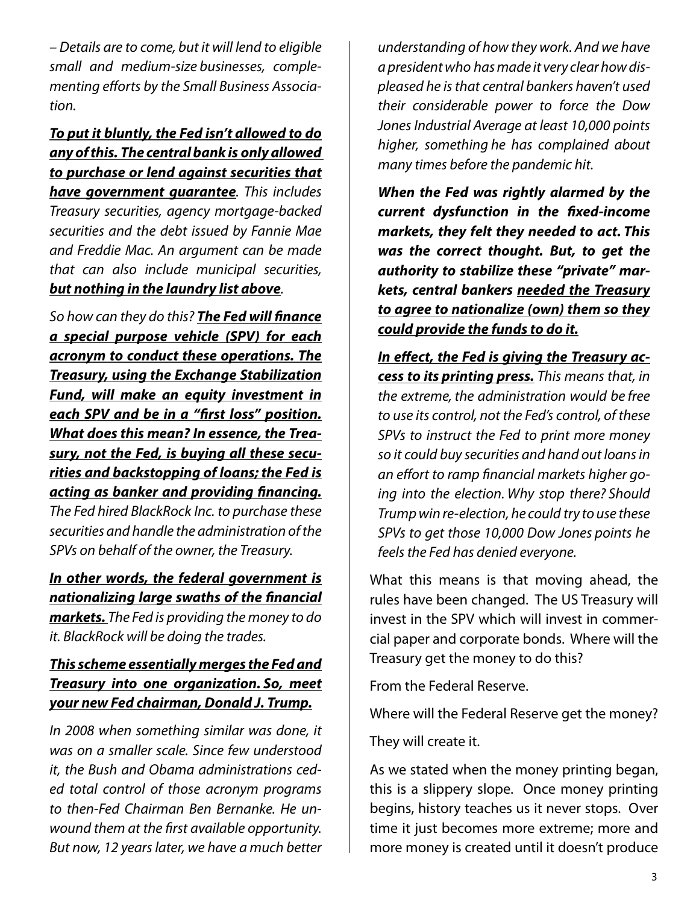*– Details are to come, but it will lend to eligible small and medium-size businesses, complementing efforts by the Small Business Association.*

***<u>To put it bluntly, the Fed isn't allowed to do any of this. The central bank is only allowed to purchase or lend against securities that have government guarantee</u>****. This includes Treasury securities, agency mortgage-backed securities and the debt issued by Fannie Mae and Freddie Mac. An argument can be made that can also include municipal securities,* ***<u>but nothing in the laundry list above</u>****.*

*So how can they do this?* ***<u>The Fed will finance a special purpose vehicle (SPV) for each acronym to conduct these operations. The Treasury, using the Exchange Stabilization Fund, will make an equity investment in each SPV and be in a "first loss" position. What does this mean? In essence, the Treasury, not the Fed, is buying all these securities and backstopping of loans; the Fed is acting as banker and providing financing.</u>*** *The Fed hired BlackRock Inc. to purchase these securities and handle the administration of the SPVs on behalf of the owner, the Treasury.*

***<u>In other words, the federal government is nationalizing large swaths of the financial markets.</u>*** *The Fed is providing the money to do it. BlackRock will be doing the trades.*

***<u>This scheme essentially merges the Fed and Treasury into one organization. So, meet your new Fed chairman, Donald J. Trump.</u>***

*In 2008 when something similar was done, it was on a smaller scale. Since few understood it, the Bush and Obama administrations ceded total control of those acronym programs to then-Fed Chairman Ben Bernanke. He unwound them at the first available opportunity. But now, 12 years later, we have a much better understanding of how they work. And we have a president who has made it very clear how displeased he is that central bankers haven't used their considerable power to force the Dow Jones Industrial Average at least 10,000 points higher, something he has complained about many times before the pandemic hit.*

***When the Fed was rightly alarmed by the current dysfunction in the fixed-income markets, they felt they needed to act. This was the correct thought. But, to get the authority to stabilize these "private" markets, central bankers <u>needed the Treasury to agree to nationalize (own) them so they could provide the funds to do it.</u>***

***<u>In effect, the Fed is giving the Treasury access to its printing press.</u>*** *This means that, in the extreme, the administration would be free to use its control, not the Fed's control, of these SPVs to instruct the Fed to print more money so it could buy securities and hand out loans in an effort to ramp financial markets higher going into the election. Why stop there? Should Trump win re-election, he could try to use these SPVs to get those 10,000 Dow Jones points he feels the Fed has denied everyone.*

What this means is that moving ahead, the rules have been changed. The US Treasury will invest in the SPV which will invest in commercial paper and corporate bonds. Where will the Treasury get the money to do this?

From the Federal Reserve.

Where will the Federal Reserve get the money?

They will create it.

As we stated when the money printing began, this is a slippery slope. Once money printing begins, history teaches us it never stops. Over time it just becomes more extreme; more and more money is created until it doesn't produce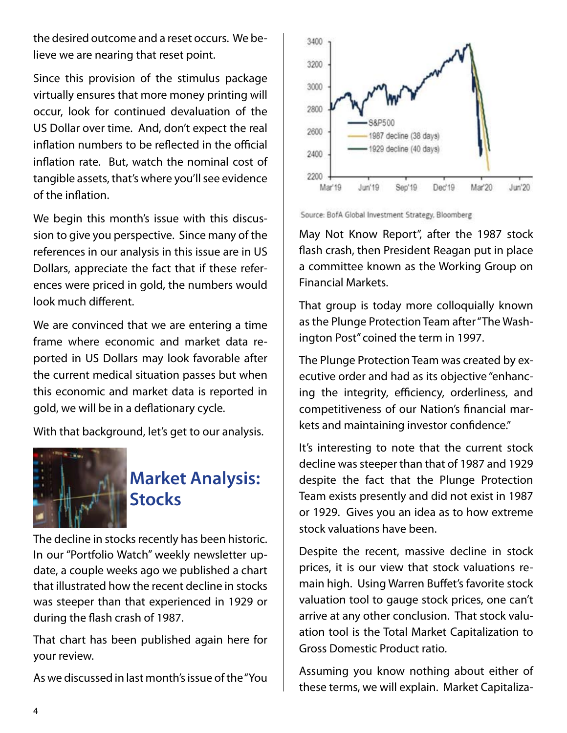the desired outcome and a reset occurs. We believe we are nearing that reset point.

Since this provision of the stimulus package virtually ensures that more money printing will occur, look for continued devaluation of the US Dollar over time. And, don't expect the real inflation numbers to be reflected in the official inflation rate. But, watch the nominal cost of tangible assets, that's where you'll see evidence of the inflation.

We begin this month's issue with this discussion to give you perspective. Since many of the references in our analysis in this issue are in US Dollars, appreciate the fact that if these references were priced in gold, the numbers would look much different.

We are convinced that we are entering a time frame where economic and market data reported in US Dollars may look favorable after the current medical situation passes but when this economic and market data is reported in gold, we will be in a deflationary cycle.

With that background, let's get to our analysis.

## Market Analysis: Stocks

The decline in stocks recently has been historic. In our "Portfolio Watch" weekly newsletter update, a couple weeks ago we published a chart that illustrated how the recent decline in stocks was steeper than that experienced in 1929 or during the flash crash of 1987.

That chart has been published again here for your review.

Source: BofA Global Investment Strategy, Bloomberg

As we discussed in last month's issue of the "You May Not Know Report", after the 1987 stock flash crash, then President Reagan put in place a committee known as the Working Group on Financial Markets.

That group is today more colloquially known as the Plunge Protection Team after "The Washington Post" coined the term in 1997.

The Plunge Protection Team was created by executive order and had as its objective "enhancing the integrity, efficiency, orderliness, and competitiveness of our Nation's financial markets and maintaining investor confidence."

It's interesting to note that the current stock decline was steeper than that of 1987 and 1929 despite the fact that the Plunge Protection Team exists presently and did not exist in 1987 or 1929. Gives you an idea as to how extreme stock valuations have been.

Despite the recent, massive decline in stock prices, it is our view that stock valuations remain high. Using Warren Buffet's favorite stock valuation tool to gauge stock prices, one can't arrive at any other conclusion. That stock valuation tool is the Total Market Capitalization to Gross Domestic Product ratio.

Assuming you know nothing about either of these terms, we will explain. Market Capitaliza-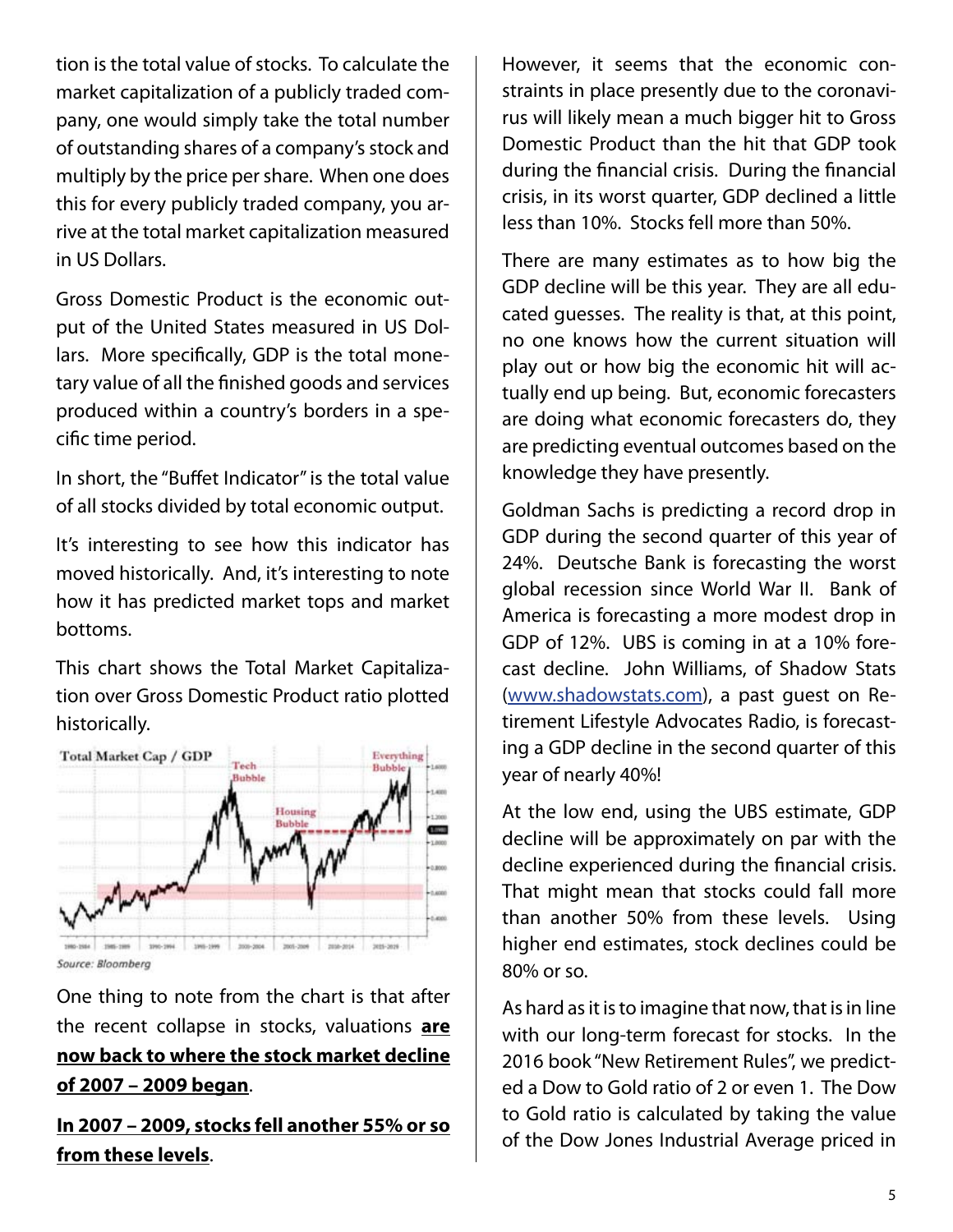tion is the total value of stocks. To calculate the market capitalization of a publicly traded company, one would simply take the total number of outstanding shares of a company's stock and multiply by the price per share. When one does this for every publicly traded company, you arrive at the total market capitalization measured in US Dollars.

Gross Domestic Product is the economic output of the United States measured in US Dollars. More specifically, GDP is the total monetary value of all the finished goods and services produced within a country's borders in a specific time period.

In short, the "Buffet Indicator" is the total value of all stocks divided by total economic output.

It's interesting to see how this indicator has moved historically. And, it's interesting to note how it has predicted market tops and market bottoms.

This chart shows the Total Market Capitalization over Gross Domestic Product ratio plotted historically.

Source: Bloomberg

One thing to note from the chart is that after the recent collapse in stocks, valuations **are now back to where the stock market decline of 2007 – 2009 began**.

**In 2007 – 2009, stocks fell another 55% or so from these levels**.

However, it seems that the economic constraints in place presently due to the coronavirus will likely mean a much bigger hit to Gross Domestic Product than the hit that GDP took during the financial crisis. During the financial crisis, in its worst quarter, GDP declined a little less than 10%. Stocks fell more than 50%.

There are many estimates as to how big the GDP decline will be this year. They are all educated guesses. The reality is that, at this point, no one knows how the current situation will play out or how big the economic hit will actually end up being. But, economic forecasters are doing what economic forecasters do, they are predicting eventual outcomes based on the knowledge they have presently.

Goldman Sachs is predicting a record drop in GDP during the second quarter of this year of 24%. Deutsche Bank is forecasting the worst global recession since World War II. Bank of America is forecasting a more modest drop in GDP of 12%. UBS is coming in at a 10% forecast decline. John Williams, of Shadow Stats (www.shadowstats.com), a past guest on Retirement Lifestyle Advocates Radio, is forecasting a GDP decline in the second quarter of this year of nearly 40%!

At the low end, using the UBS estimate, GDP decline will be approximately on par with the decline experienced during the financial crisis. That might mean that stocks could fall more than another 50% from these levels. Using higher end estimates, stock declines could be 80% or so.

As hard as it is to imagine that now, that is in line with our long-term forecast for stocks. In the 2016 book "New Retirement Rules", we predicted a Dow to Gold ratio of 2 or even 1. The Dow to Gold ratio is calculated by taking the value of the Dow Jones Industrial Average priced in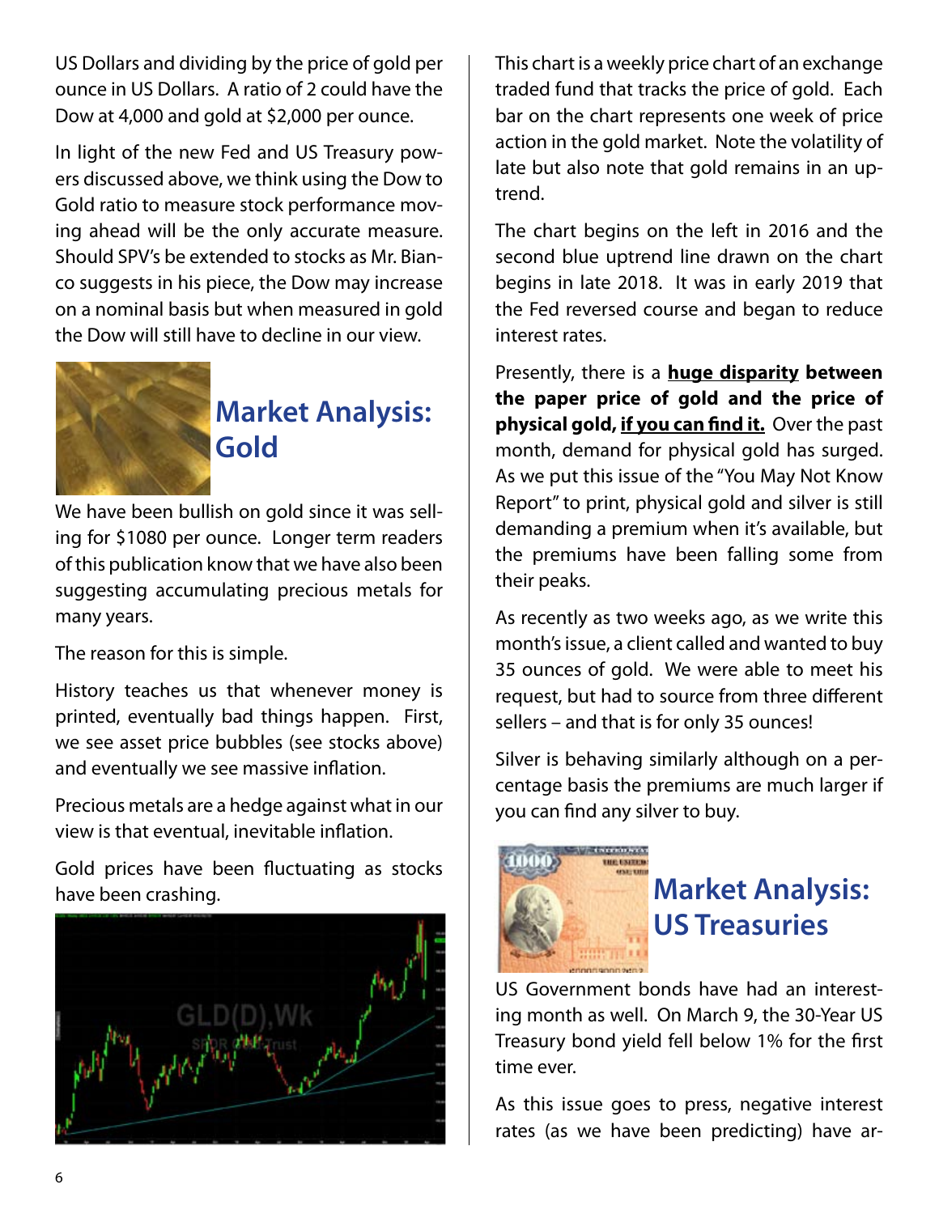US Dollars and dividing by the price of gold per ounce in US Dollars. A ratio of 2 could have the Dow at 4,000 and gold at $2,000 per ounce.

In light of the new Fed and US Treasury powers discussed above, we think using the Dow to Gold ratio to measure stock performance moving ahead will be the only accurate measure. Should SPV's be extended to stocks as Mr. Bianco suggests in his piece, the Dow may increase on a nominal basis but when measured in gold the Dow will still have to decline in our view.

## Market Analysis: Gold

We have been bullish on gold since it was selling for $1080 per ounce. Longer term readers of this publication know that we have also been suggesting accumulating precious metals for many years.

The reason for this is simple.

History teaches us that whenever money is printed, eventually bad things happen. First, we see asset price bubbles (see stocks above) and eventually we see massive inflation.

Precious metals are a hedge against what in our view is that eventual, inevitable inflation.

Gold prices have been fluctuating as stocks have been crashing.

This chart is a weekly price chart of an exchange traded fund that tracks the price of gold. Each bar on the chart represents one week of price action in the gold market. Note the volatility of late but also note that gold remains in an uptrend.

The chart begins on the left in 2016 and the second blue uptrend line drawn on the chart begins in late 2018. It was in early 2019 that the Fed reversed course and began to reduce interest rates.

Presently, there is a **huge disparity between the paper price of gold and the price of physical gold, if you can find it.** Over the past month, demand for physical gold has surged. As we put this issue of the "You May Not Know Report" to print, physical gold and silver is still demanding a premium when it's available, but the premiums have been falling some from their peaks.

As recently as two weeks ago, as we write this month's issue, a client called and wanted to buy 35 ounces of gold. We were able to meet his request, but had to source from three different sellers – and that is for only 35 ounces!

Silver is behaving similarly although on a percentage basis the premiums are much larger if you can find any silver to buy.

## Market Analysis: US Treasuries

US Government bonds have had an interesting month as well. On March 9, the 30-Year US Treasury bond yield fell below 1% for the first time ever.

As this issue goes to press, negative interest rates (as we have been predicting) have ar-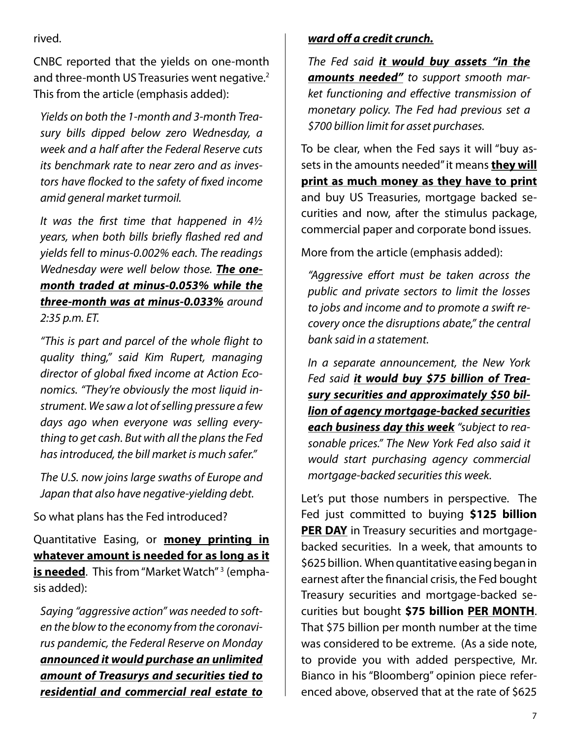rived.

CNBC reported that the yields on one-month and three-month US Treasuries went negative.[2] This from the article (emphasis added):

> *Yields on both the 1-month and 3-month Treasury bills dipped below zero Wednesday, a week and a half after the Federal Reserve cuts its benchmark rate to near zero and as investors have flocked to the safety of fixed income amid general market turmoil.*
>
> *It was the first time that happened in 4½ years, when both bills briefly flashed red and yields fell to minus-0.002% each. The readings Wednesday were well below those.* ***<u>The one-month traded at minus-0.053% while the three-month was at minus-0.033%</u>*** *around 2:35 p.m. ET.*
>
> *"This is part and parcel of the whole flight to quality thing," said Kim Rupert, managing director of global fixed income at Action Economics. "They're obviously the most liquid instrument. We saw a lot of selling pressure a few days ago when everyone was selling everything to get cash. But with all the plans the Fed has introduced, the bill market is much safer."*
>
> *The U.S. now joins large swaths of Europe and Japan that also have negative-yielding debt.*

So what plans has the Fed introduced?

Quantitative Easing, or **<u>money printing in whatever amount is needed for as long as it is needed</u>**. This from "Market Watch"[3] (emphasis added):

> *Saying "aggressive action" was needed to soften the blow to the economy from the coronavirus pandemic, the Federal Reserve on Monday* ***<u>announced it would purchase an unlimited amount of Treasurys and securities tied to residential and commercial real estate to ward off a credit crunch.</u>***
>
> *The Fed said* ***<u>it would buy assets "in the amounts needed"</u>*** *to support smooth market functioning and effective transmission of monetary policy. The Fed had previous set a $700 billion limit for asset purchases.*

To be clear, when the Fed says it will "buy assets in the amounts needed" it means **<u>they will print as much money as they have to print</u>** and buy US Treasuries, mortgage backed securities and now, after the stimulus package, commercial paper and corporate bond issues.

More from the article (emphasis added):

> *"Aggressive effort must be taken across the public and private sectors to limit the losses to jobs and income and to promote a swift recovery once the disruptions abate," the central bank said in a statement.*
>
> *In a separate announcement, the New York Fed said* ***<u>it would buy $75 billion of Treasury securities and approximately $50 billion of agency mortgage-backed securities each business day this week</u>*** *"subject to reasonable prices." The New York Fed also said it would start purchasing agency commercial mortgage-backed securities this week.*

Let's put those numbers in perspective. The Fed just committed to buying **$125 billion <u>PER DAY</u>** in Treasury securities and mortgage-backed securities. In a week, that amounts to $625 billion. When quantitative easing began in earnest after the financial crisis, the Fed bought Treasury securities and mortgage-backed securities but bought **$75 billion <u>PER MONTH</u>**. That $75 billion per month number at the time was considered to be extreme. (As a side note, to provide you with added perspective, Mr. Bianco in his "Bloomberg" opinion piece referenced above, observed that at the rate of $625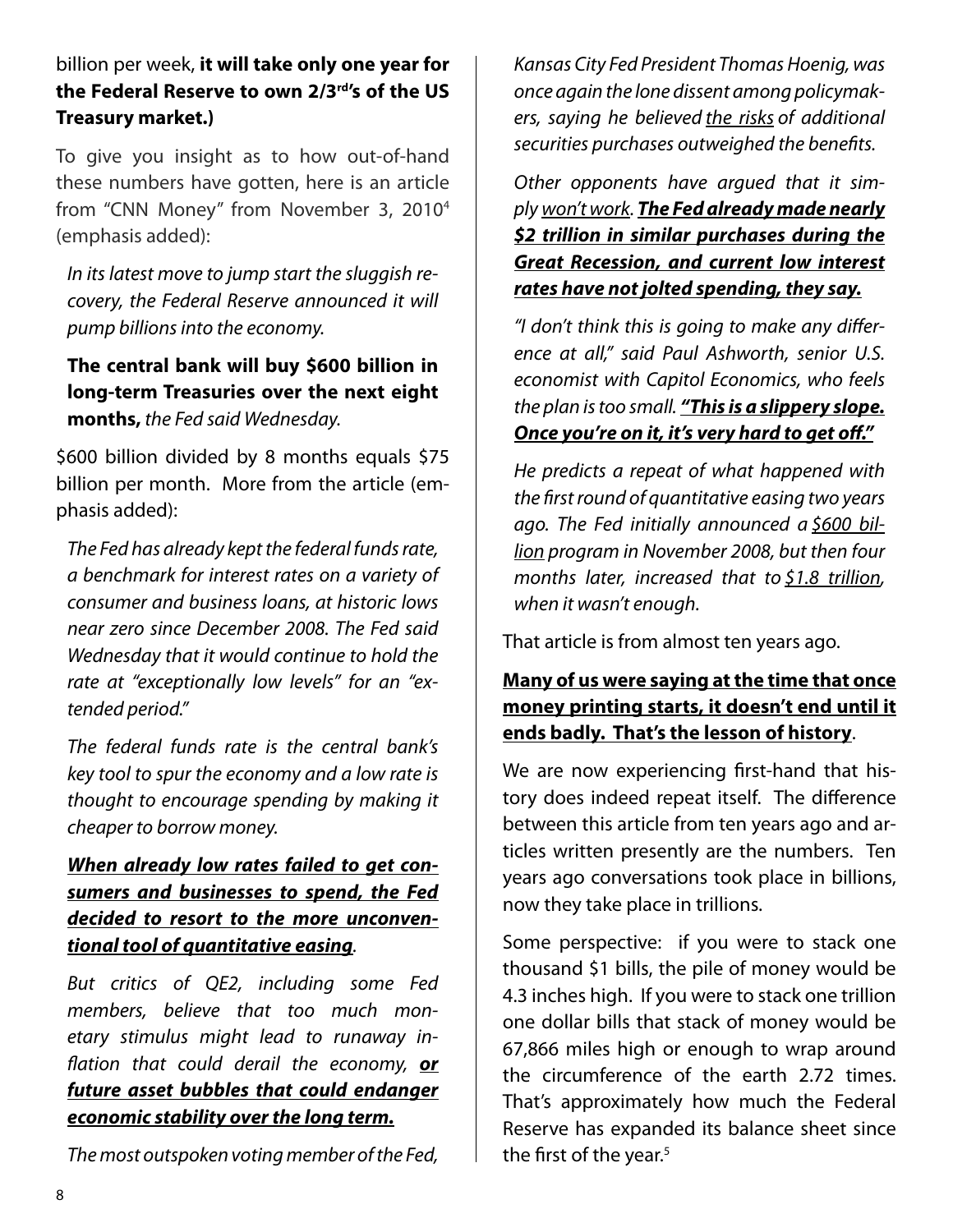billion per week, **it will take only one year for the Federal Reserve to own 2/3rd's of the US Treasury market.)**

To give you insight as to how out-of-hand these numbers have gotten, here is an article from "CNN Money" from November 3, 2010[4] (emphasis added):

> *In its latest move to jump start the sluggish recovery, the Federal Reserve announced it will pump billions into the economy.*
>
> **The central bank will buy $600 billion in long-term Treasuries over the next eight months,** *the Fed said Wednesday.*

$600 billion divided by 8 months equals $75 billion per month. More from the article (emphasis added):

> *The Fed has already kept the federal funds rate, a benchmark for interest rates on a variety of consumer and business loans, at historic lows near zero since December 2008. The Fed said Wednesday that it would continue to hold the rate at "exceptionally low levels" for an "extended period."*
>
> *The federal funds rate is the central bank's key tool to spur the economy and a low rate is thought to encourage spending by making it cheaper to borrow money.*
>
> ***<u>When already low rates failed to get consumers and businesses to spend, the Fed decided to resort to the more unconventional tool of quantitative easing</u>.***
>
> *But critics of QE2, including some Fed members, believe that too much monetary stimulus might lead to runaway inflation that could derail the economy,* ***<u>or future asset bubbles that could endanger economic stability over the long term.</u>***
>
> *The most outspoken voting member of the Fed, Kansas City Fed President Thomas Hoenig, was once again the lone dissent among policymakers, saying he believed <u>the risks</u> of additional securities purchases outweighed the benefits.*
>
> *Other opponents have argued that it simply <u>won't work</u>.* ***<u>The Fed already made nearly $2 trillion in similar purchases during the Great Recession, and current low interest rates have not jolted spending, they say.</u>***
>
> *"I don't think this is going to make any difference at all," said Paul Ashworth, senior U.S. economist with Capitol Economics, who feels the plan is too small.* ***<u>"This is a slippery slope. Once you're on it, it's very hard to get off."</u>***
>
> *He predicts a repeat of what happened with the first round of quantitative easing two years ago. The Fed initially announced a <u>$600 billion</u> program in November 2008, but then four months later, increased that to <u>$1.8 trillion</u>, when it wasn't enough.*

That article is from almost ten years ago.

**<u>Many of us were saying at the time that once money printing starts, it doesn't end until it ends badly. That's the lesson of history</u>**.

We are now experiencing first-hand that history does indeed repeat itself. The difference between this article from ten years ago and articles written presently are the numbers. Ten years ago conversations took place in billions, now they take place in trillions.

Some perspective: if you were to stack one thousand $1 bills, the pile of money would be 4.3 inches high. If you were to stack one trillion one dollar bills that stack of money would be 67,866 miles high or enough to wrap around the circumference of the earth 2.72 times. That's approximately how much the Federal Reserve has expanded its balance sheet since the first of the year.[5]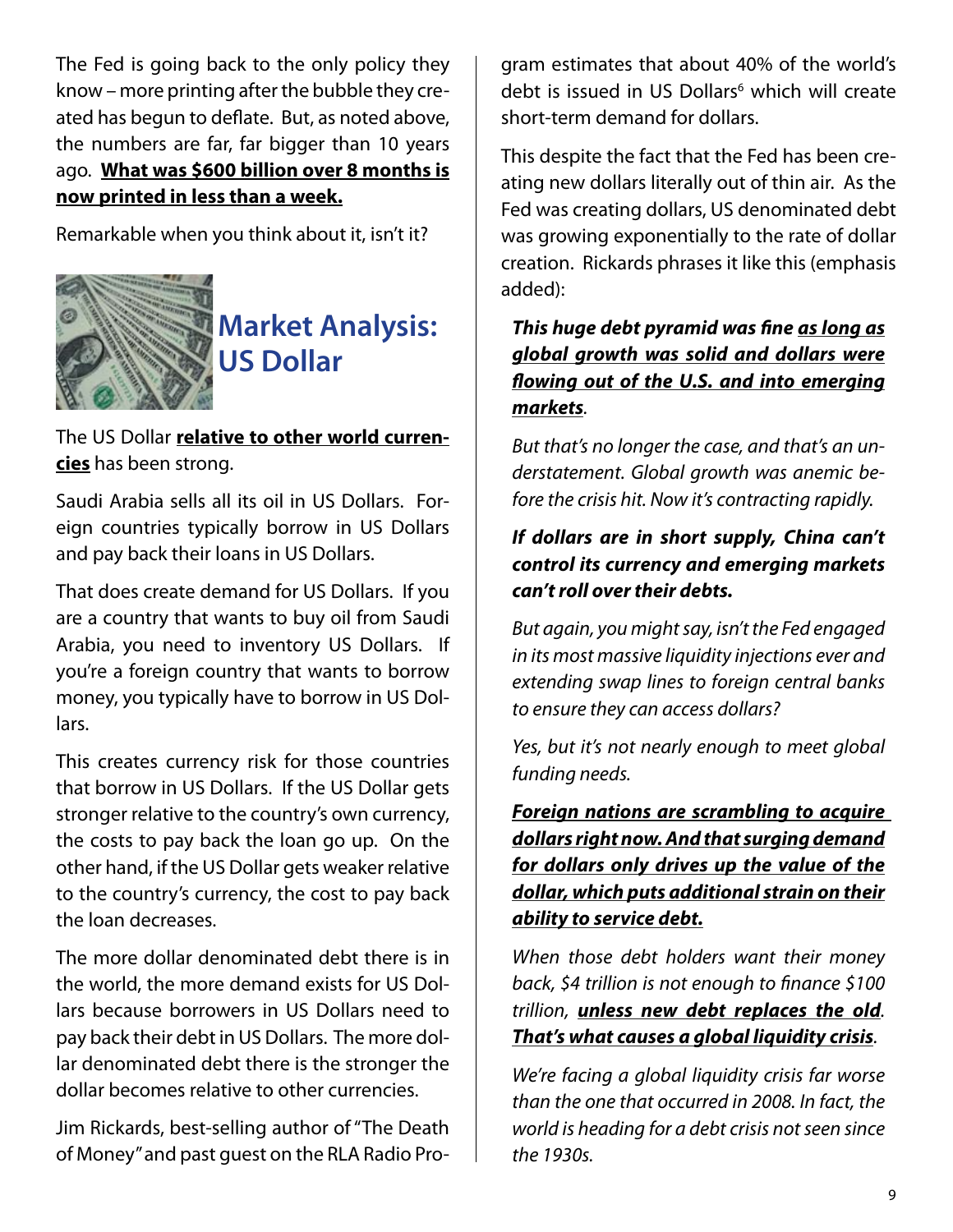The Fed is going back to the only policy they know – more printing after the bubble they created has begun to deflate. But, as noted above, the numbers are far, far bigger than 10 years ago. **What was $600 billion over 8 months is now printed in less than a week.**

Remarkable when you think about it, isn't it?

## Market Analysis: US Dollar

The US Dollar **relative to other world currencies** has been strong.

Saudi Arabia sells all its oil in US Dollars. Foreign countries typically borrow in US Dollars and pay back their loans in US Dollars.

That does create demand for US Dollars. If you are a country that wants to buy oil from Saudi Arabia, you need to inventory US Dollars. If you're a foreign country that wants to borrow money, you typically have to borrow in US Dollars.

This creates currency risk for those countries that borrow in US Dollars. If the US Dollar gets stronger relative to the country's own currency, the costs to pay back the loan go up. On the other hand, if the US Dollar gets weaker relative to the country's currency, the cost to pay back the loan decreases.

The more dollar denominated debt there is in the world, the more demand exists for US Dollars because borrowers in US Dollars need to pay back their debt in US Dollars. The more dollar denominated debt there is the stronger the dollar becomes relative to other currencies.

Jim Rickards, best-selling author of "The Death of Money" and past guest on the RLA Radio Program estimates that about 40% of the world's debt is issued in US Dollars[6] which will create short-term demand for dollars.

This despite the fact that the Fed has been creating new dollars literally out of thin air. As the Fed was creating dollars, US denominated debt was growing exponentially to the rate of dollar creation. Rickards phrases it like this (emphasis added):

> ***This huge debt pyramid was fine as long as global growth was solid and dollars were flowing out of the U.S. and into emerging markets.***
>
> *But that's no longer the case, and that's an understatement. Global growth was anemic before the crisis hit. Now it's contracting rapidly.*
>
> ***If dollars are in short supply, China can't control its currency and emerging markets can't roll over their debts.***
>
> *But again, you might say, isn't the Fed engaged in its most massive liquidity injections ever and extending swap lines to foreign central banks to ensure they can access dollars?*
>
> *Yes, but it's not nearly enough to meet global funding needs.*
>
> ***Foreign nations are scrambling to acquire dollars right now. And that surging demand for dollars only drives up the value of the dollar, which puts additional strain on their ability to service debt.***
>
> *When those debt holders want their money back, $4 trillion is not enough to finance $100 trillion, **unless new debt replaces the old**. **That's what causes a global liquidity crisis**.*
>
> *We're facing a global liquidity crisis far worse than the one that occurred in 2008. In fact, the world is heading for a debt crisis not seen since the 1930s.*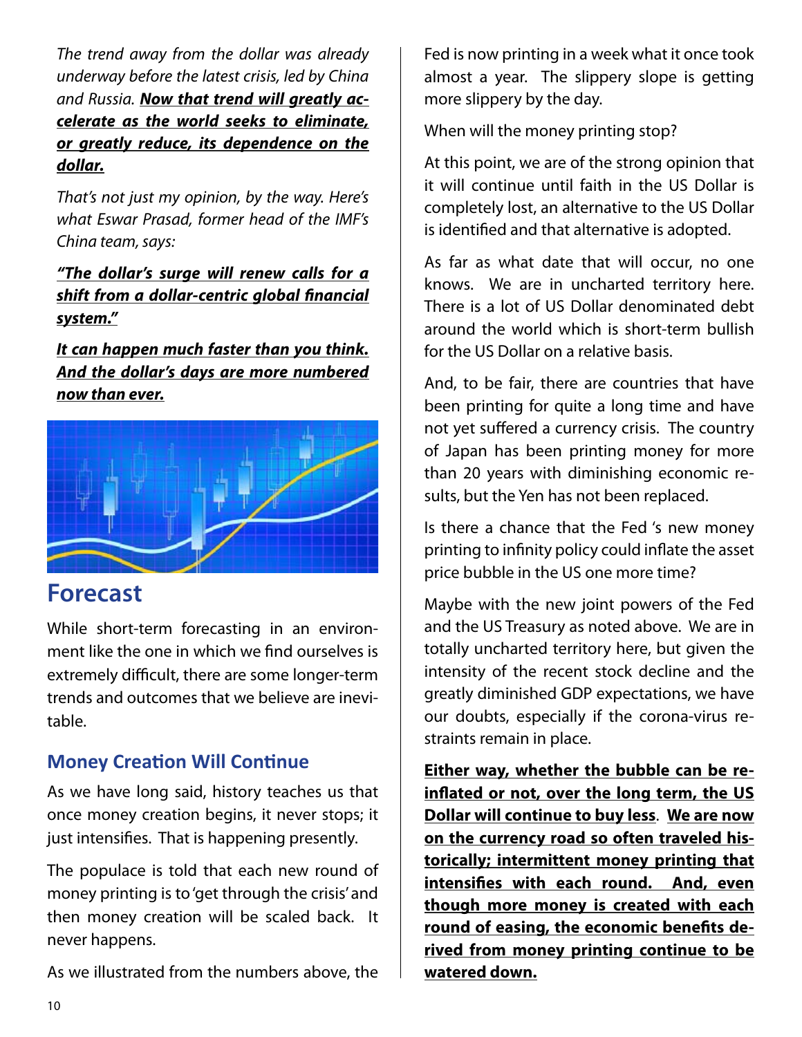*The trend away from the dollar was already underway before the latest crisis, led by China and Russia.* ***Now that trend will greatly accelerate as the world seeks to eliminate, or greatly reduce, its dependence on the dollar.***

*That's not just my opinion, by the way. Here's what Eswar Prasad, former head of the IMF's China team, says:*

***"The dollar's surge will renew calls for a shift from a dollar-centric global financial system."***

***It can happen much faster than you think. And the dollar's days are more numbered now than ever.***

## Forecast

While short-term forecasting in an environment like the one in which we find ourselves is extremely difficult, there are some longer-term trends and outcomes that we believe are inevitable.

### Money Creation Will Continue

As we have long said, history teaches us that once money creation begins, it never stops; it just intensifies. That is happening presently.

The populace is told that each new round of money printing is to 'get through the crisis' and then money creation will be scaled back. It never happens.

As we illustrated from the numbers above, the Fed is now printing in a week what it once took almost a year. The slippery slope is getting more slippery by the day.

When will the money printing stop?

At this point, we are of the strong opinion that it will continue until faith in the US Dollar is completely lost, an alternative to the US Dollar is identified and that alternative is adopted.

As far as what date that will occur, no one knows. We are in uncharted territory here. There is a lot of US Dollar denominated debt around the world which is short-term bullish for the US Dollar on a relative basis.

And, to be fair, there are countries that have been printing for quite a long time and have not yet suffered a currency crisis. The country of Japan has been printing money for more than 20 years with diminishing economic results, but the Yen has not been replaced.

Is there a chance that the Fed 's new money printing to infinity policy could inflate the asset price bubble in the US one more time?

Maybe with the new joint powers of the Fed and the US Treasury as noted above. We are in totally uncharted territory here, but given the intensity of the recent stock decline and the greatly diminished GDP expectations, we have our doubts, especially if the corona-virus restraints remain in place.

**Either way, whether the bubble can be re-inflated or not, over the long term, the US Dollar will continue to buy less**. **We are now on the currency road so often traveled historically; intermittent money printing that intensifies with each round. And, even though more money is created with each round of easing, the economic benefits derived from money printing continue to be watered down.**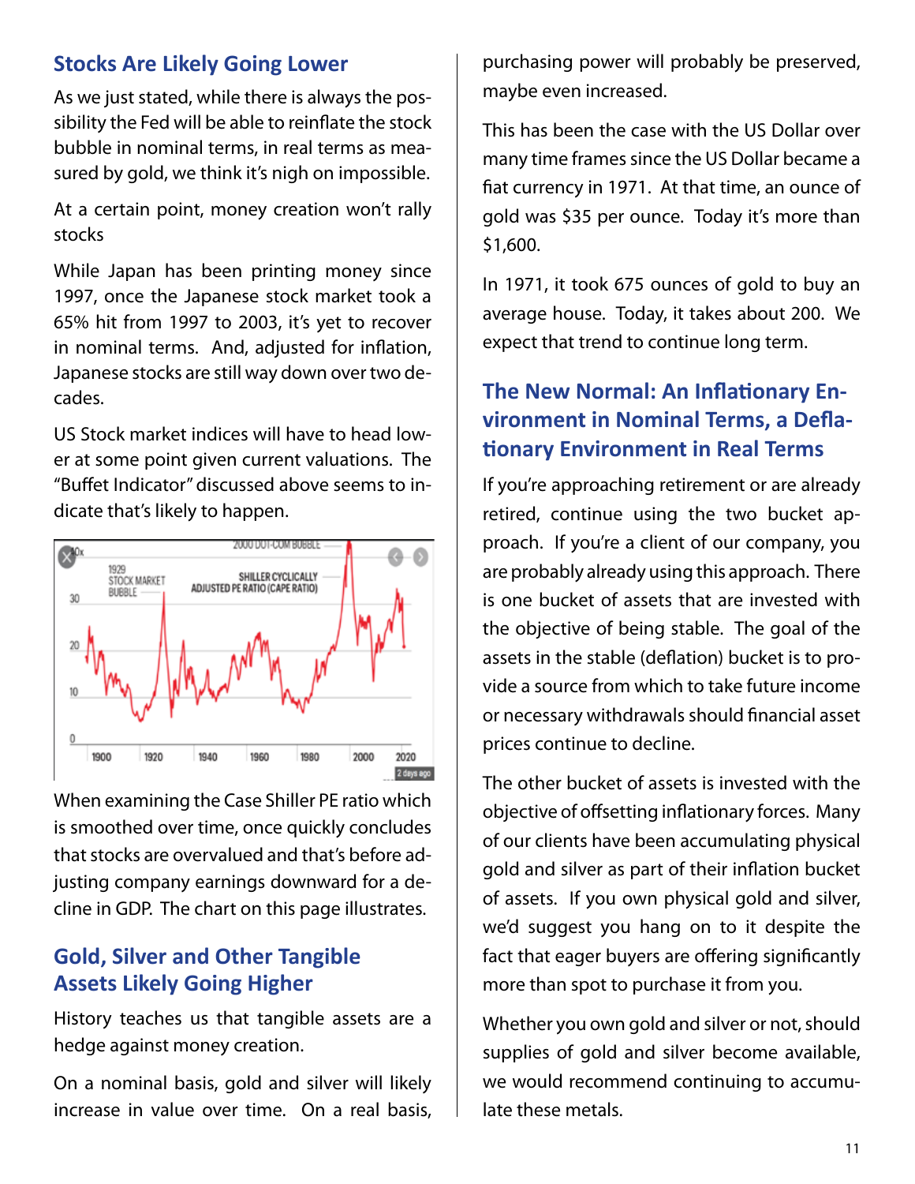## Stocks Are Likely Going Lower

As we just stated, while there is always the possibility the Fed will be able to reinflate the stock bubble in nominal terms, in real terms as measured by gold, we think it's nigh on impossible.

At a certain point, money creation won't rally stocks

While Japan has been printing money since 1997, once the Japanese stock market took a 65% hit from 1997 to 2003, it's yet to recover in nominal terms. And, adjusted for inflation, Japanese stocks are still way down over two decades.

US Stock market indices will have to head lower at some point given current valuations. The "Buffet Indicator" discussed above seems to indicate that's likely to happen.

When examining the Case Shiller PE ratio which is smoothed over time, once quickly concludes that stocks are overvalued and that's before adjusting company earnings downward for a decline in GDP. The chart on this page illustrates.

## Gold, Silver and Other Tangible Assets Likely Going Higher

History teaches us that tangible assets are a hedge against money creation.

On a nominal basis, gold and silver will likely increase in value over time. On a real basis, purchasing power will probably be preserved, maybe even increased.

This has been the case with the US Dollar over many time frames since the US Dollar became a fiat currency in 1971. At that time, an ounce of gold was $35 per ounce. Today it's more than $1,600.

In 1971, it took 675 ounces of gold to buy an average house. Today, it takes about 200. We expect that trend to continue long term.

## The New Normal: An Inflationary Environment in Nominal Terms, a Deflationary Environment in Real Terms

If you're approaching retirement or are already retired, continue using the two bucket approach. If you're a client of our company, you are probably already using this approach. There is one bucket of assets that are invested with the objective of being stable. The goal of the assets in the stable (deflation) bucket is to provide a source from which to take future income or necessary withdrawals should financial asset prices continue to decline.

The other bucket of assets is invested with the objective of offsetting inflationary forces. Many of our clients have been accumulating physical gold and silver as part of their inflation bucket of assets. If you own physical gold and silver, we'd suggest you hang on to it despite the fact that eager buyers are offering significantly more than spot to purchase it from you.

Whether you own gold and silver or not, should supplies of gold and silver become available, we would recommend continuing to accumulate these metals.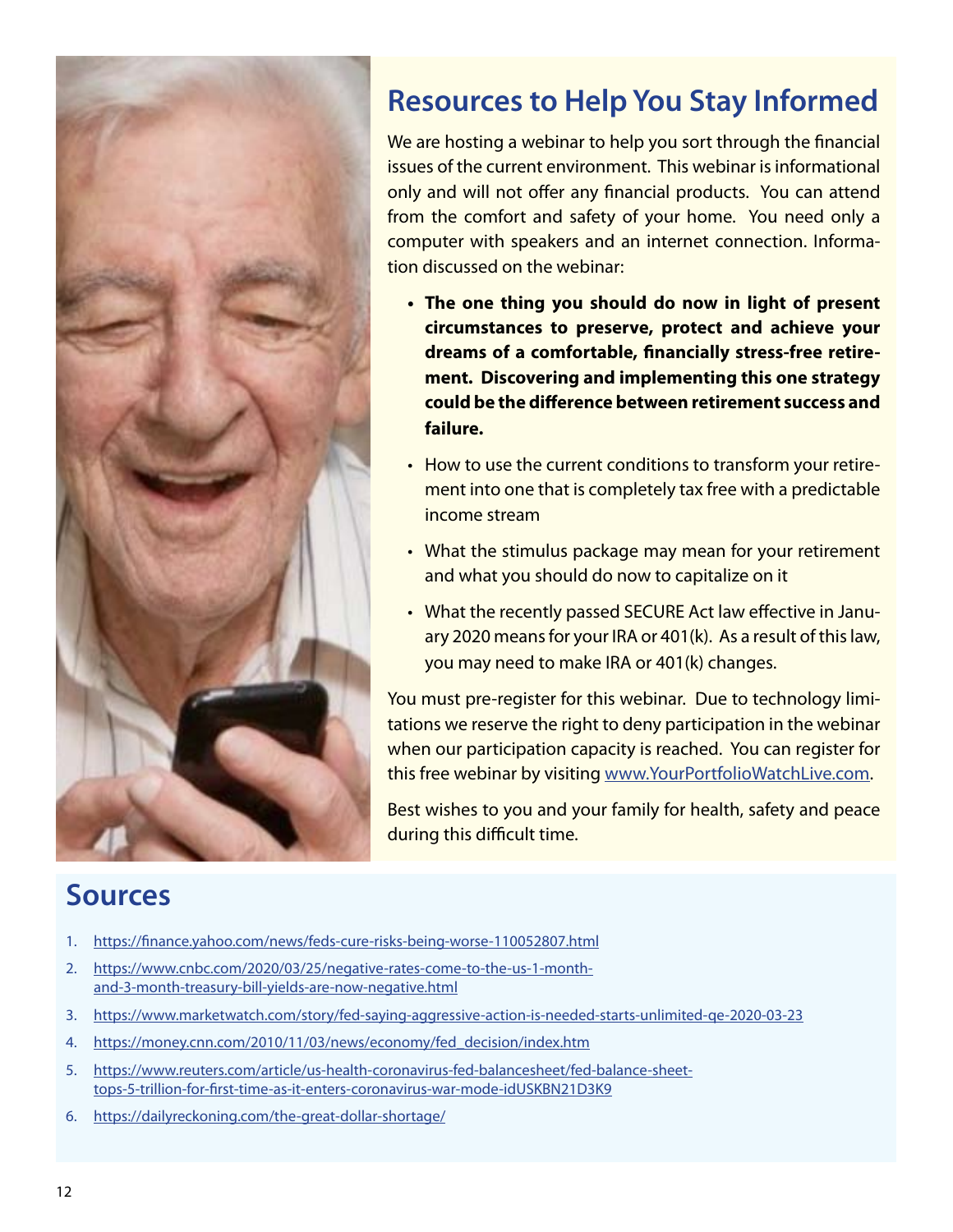## Resources to Help You Stay Informed

We are hosting a webinar to help you sort through the financial issues of the current environment. This webinar is informational only and will not offer any financial products. You can attend from the comfort and safety of your home. You need only a computer with speakers and an internet connection. Information discussed on the webinar:

- **The one thing you should do now in light of present circumstances to preserve, protect and achieve your dreams of a comfortable, financially stress-free retirement. Discovering and implementing this one strategy could be the difference between retirement success and failure.**
- How to use the current conditions to transform your retirement into one that is completely tax free with a predictable income stream
- What the stimulus package may mean for your retirement and what you should do now to capitalize on it
- What the recently passed SECURE Act law effective in January 2020 means for your IRA or 401(k). As a result of this law, you may need to make IRA or 401(k) changes.

You must pre-register for this webinar. Due to technology limitations we reserve the right to deny participation in the webinar when our participation capacity is reached. You can register for this free webinar by visiting www.YourPortfolioWatchLive.com.

Best wishes to you and your family for health, safety and peace during this difficult time.

## Sources

1. https://finance.yahoo.com/news/feds-cure-risks-being-worse-110052807.html
2. https://www.cnbc.com/2020/03/25/negative-rates-come-to-the-us-1-month-and-3-month-treasury-bill-yields-are-now-negative.html
3. https://www.marketwatch.com/story/fed-saying-aggressive-action-is-needed-starts-unlimited-qe-2020-03-23
4. https://money.cnn.com/2010/11/03/news/economy/fed_decision/index.htm
5. https://www.reuters.com/article/us-health-coronavirus-fed-balancesheet/fed-balance-sheet-tops-5-trillion-for-first-time-as-it-enters-coronavirus-war-mode-idUSKBN21D3K9
6. https://dailyreckoning.com/the-great-dollar-shortage/